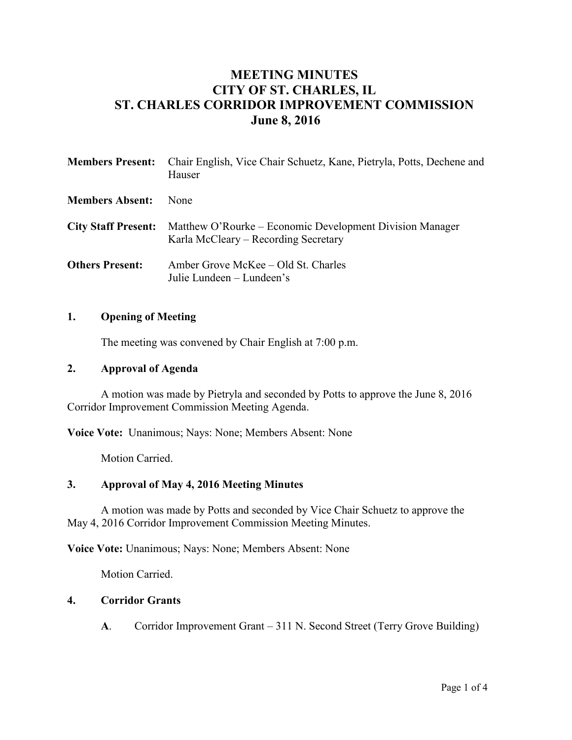# MEETING MINUTES
# CITY OF ST. CHARLES, IL
# ST. CHARLES CORRIDOR IMPROVEMENT COMMISSION
# June 8, 2016

**Members Present:** Chair English, Vice Chair Schuetz, Kane, Pietryla, Potts, Dechene and Hauser

**Members Absent:** None

**City Staff Present:** Matthew O'Rourke – Economic Development Division Manager
Karla McCleary – Recording Secretary

**Others Present:** Amber Grove McKee – Old St. Charles
Julie Lundeen – Lundeen's

## 1. Opening of Meeting

The meeting was convened by Chair English at 7:00 p.m.

## 2. Approval of Agenda

A motion was made by Pietryla and seconded by Potts to approve the June 8, 2016 Corridor Improvement Commission Meeting Agenda.

**Voice Vote:** Unanimous; Nays: None; Members Absent: None

Motion Carried.

## 3. Approval of May 4, 2016 Meeting Minutes

A motion was made by Potts and seconded by Vice Chair Schuetz to approve the May 4, 2016 Corridor Improvement Commission Meeting Minutes.

**Voice Vote:** Unanimous; Nays: None; Members Absent: None

Motion Carried.

## 4. Corridor Grants

**A**. Corridor Improvement Grant – 311 N. Second Street (Terry Grove Building)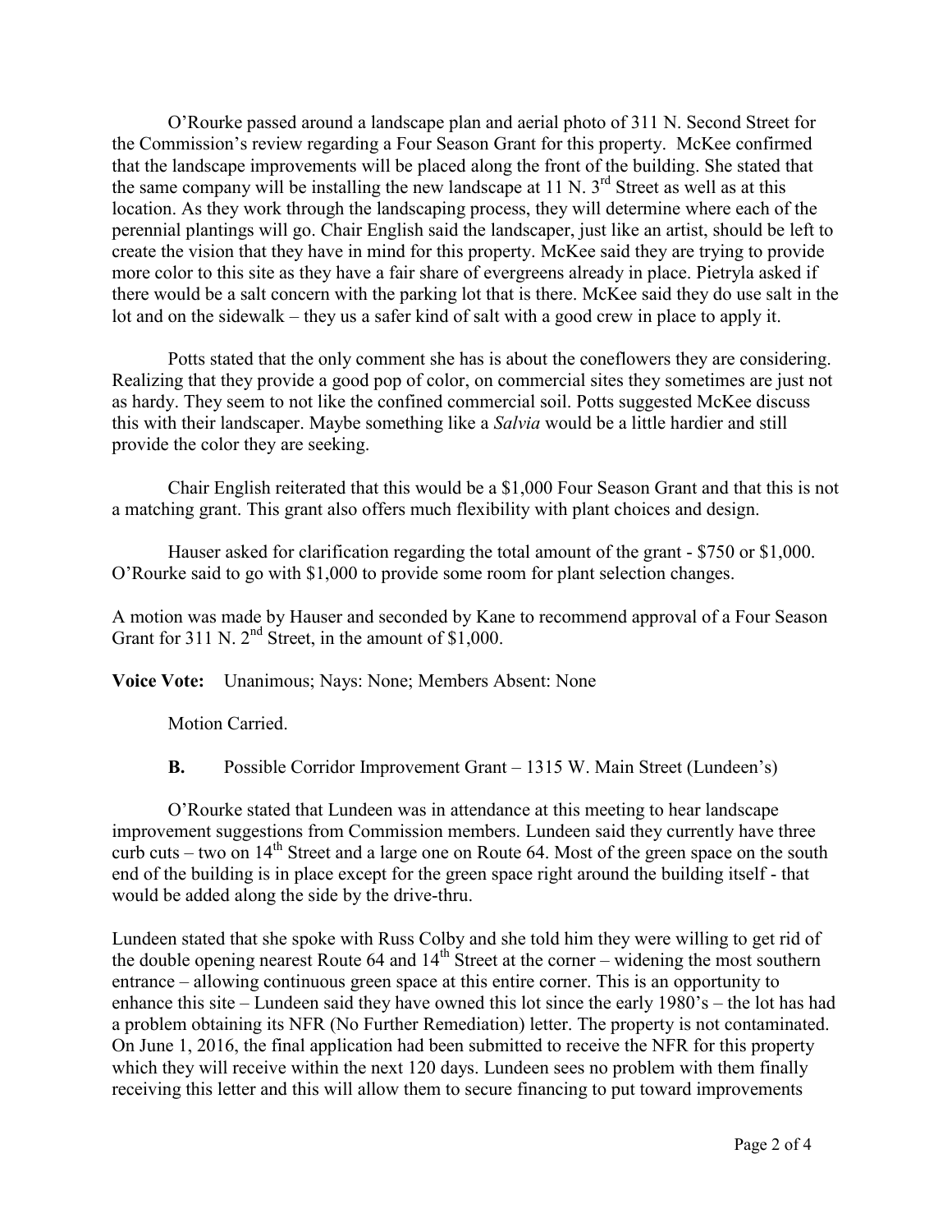O'Rourke passed around a landscape plan and aerial photo of 311 N. Second Street for the Commission's review regarding a Four Season Grant for this property. McKee confirmed that the landscape improvements will be placed along the front of the building. She stated that the same company will be installing the new landscape at 11 N. 3rd Street as well as at this location. As they work through the landscaping process, they will determine where each of the perennial plantings will go. Chair English said the landscaper, just like an artist, should be left to create the vision that they have in mind for this property. McKee said they are trying to provide more color to this site as they have a fair share of evergreens already in place. Pietryla asked if there would be a salt concern with the parking lot that is there. McKee said they do use salt in the lot and on the sidewalk – they us a safer kind of salt with a good crew in place to apply it.

Potts stated that the only comment she has is about the coneflowers they are considering. Realizing that they provide a good pop of color, on commercial sites they sometimes are just not as hardy. They seem to not like the confined commercial soil. Potts suggested McKee discuss this with their landscaper. Maybe something like a *Salvia* would be a little hardier and still provide the color they are seeking.

Chair English reiterated that this would be a $1,000 Four Season Grant and that this is not a matching grant. This grant also offers much flexibility with plant choices and design.

Hauser asked for clarification regarding the total amount of the grant - $750 or $1,000. O'Rourke said to go with $1,000 to provide some room for plant selection changes.

A motion was made by Hauser and seconded by Kane to recommend approval of a Four Season Grant for 311 N. 2nd Street, in the amount of $1,000.

**Voice Vote:** Unanimous; Nays: None; Members Absent: None

Motion Carried.

**B.** Possible Corridor Improvement Grant – 1315 W. Main Street (Lundeen's)

O'Rourke stated that Lundeen was in attendance at this meeting to hear landscape improvement suggestions from Commission members. Lundeen said they currently have three curb cuts – two on 14th Street and a large one on Route 64. Most of the green space on the south end of the building is in place except for the green space right around the building itself - that would be added along the side by the drive-thru.

Lundeen stated that she spoke with Russ Colby and she told him they were willing to get rid of the double opening nearest Route 64 and 14th Street at the corner – widening the most southern entrance – allowing continuous green space at this entire corner. This is an opportunity to enhance this site – Lundeen said they have owned this lot since the early 1980's – the lot has had a problem obtaining its NFR (No Further Remediation) letter. The property is not contaminated. On June 1, 2016, the final application had been submitted to receive the NFR for this property which they will receive within the next 120 days. Lundeen sees no problem with them finally receiving this letter and this will allow them to secure financing to put toward improvements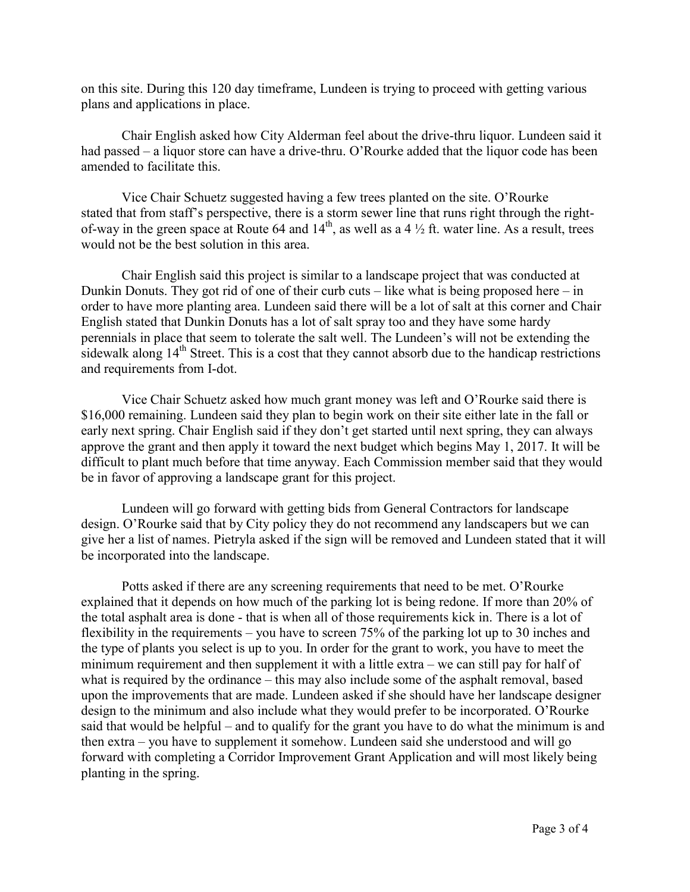on this site. During this 120 day timeframe, Lundeen is trying to proceed with getting various plans and applications in place.

Chair English asked how City Alderman feel about the drive-thru liquor. Lundeen said it had passed – a liquor store can have a drive-thru. O'Rourke added that the liquor code has been amended to facilitate this.

Vice Chair Schuetz suggested having a few trees planted on the site. O'Rourke stated that from staff's perspective, there is a storm sewer line that runs right through the right-of-way in the green space at Route 64 and 14th, as well as a 4 ½ ft. water line. As a result, trees would not be the best solution in this area.

Chair English said this project is similar to a landscape project that was conducted at Dunkin Donuts. They got rid of one of their curb cuts – like what is being proposed here – in order to have more planting area. Lundeen said there will be a lot of salt at this corner and Chair English stated that Dunkin Donuts has a lot of salt spray too and they have some hardy perennials in place that seem to tolerate the salt well. The Lundeen's will not be extending the sidewalk along 14th Street. This is a cost that they cannot absorb due to the handicap restrictions and requirements from I-dot.

Vice Chair Schuetz asked how much grant money was left and O'Rourke said there is $16,000 remaining. Lundeen said they plan to begin work on their site either late in the fall or early next spring. Chair English said if they don't get started until next spring, they can always approve the grant and then apply it toward the next budget which begins May 1, 2017. It will be difficult to plant much before that time anyway. Each Commission member said that they would be in favor of approving a landscape grant for this project.

Lundeen will go forward with getting bids from General Contractors for landscape design. O'Rourke said that by City policy they do not recommend any landscapers but we can give her a list of names. Pietryla asked if the sign will be removed and Lundeen stated that it will be incorporated into the landscape.

Potts asked if there are any screening requirements that need to be met. O'Rourke explained that it depends on how much of the parking lot is being redone. If more than 20% of the total asphalt area is done - that is when all of those requirements kick in. There is a lot of flexibility in the requirements – you have to screen 75% of the parking lot up to 30 inches and the type of plants you select is up to you. In order for the grant to work, you have to meet the minimum requirement and then supplement it with a little extra – we can still pay for half of what is required by the ordinance – this may also include some of the asphalt removal, based upon the improvements that are made. Lundeen asked if she should have her landscape designer design to the minimum and also include what they would prefer to be incorporated. O'Rourke said that would be helpful – and to qualify for the grant you have to do what the minimum is and then extra – you have to supplement it somehow. Lundeen said she understood and will go forward with completing a Corridor Improvement Grant Application and will most likely being planting in the spring.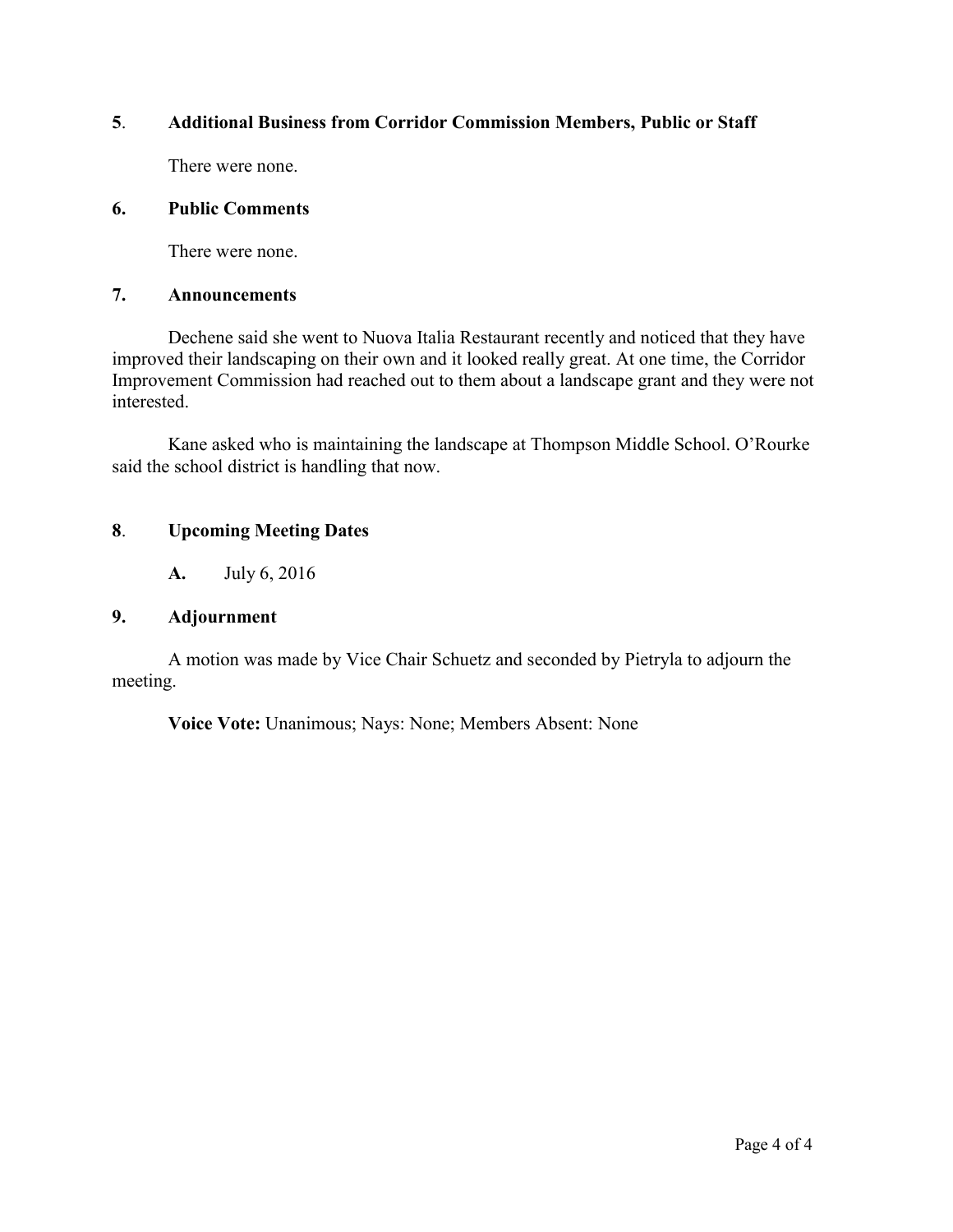## 5. Additional Business from Corridor Commission Members, Public or Staff

There were none.

## 6. Public Comments

There were none.

## 7. Announcements

Dechene said she went to Nuova Italia Restaurant recently and noticed that they have improved their landscaping on their own and it looked really great. At one time, the Corridor Improvement Commission had reached out to them about a landscape grant and they were not interested.

Kane asked who is maintaining the landscape at Thompson Middle School. O'Rourke said the school district is handling that now.

## 8. Upcoming Meeting Dates

**A.** July 6, 2016

## 9. Adjournment

A motion was made by Vice Chair Schuetz and seconded by Pietryla to adjourn the meeting.

**Voice Vote:** Unanimous; Nays: None; Members Absent: None